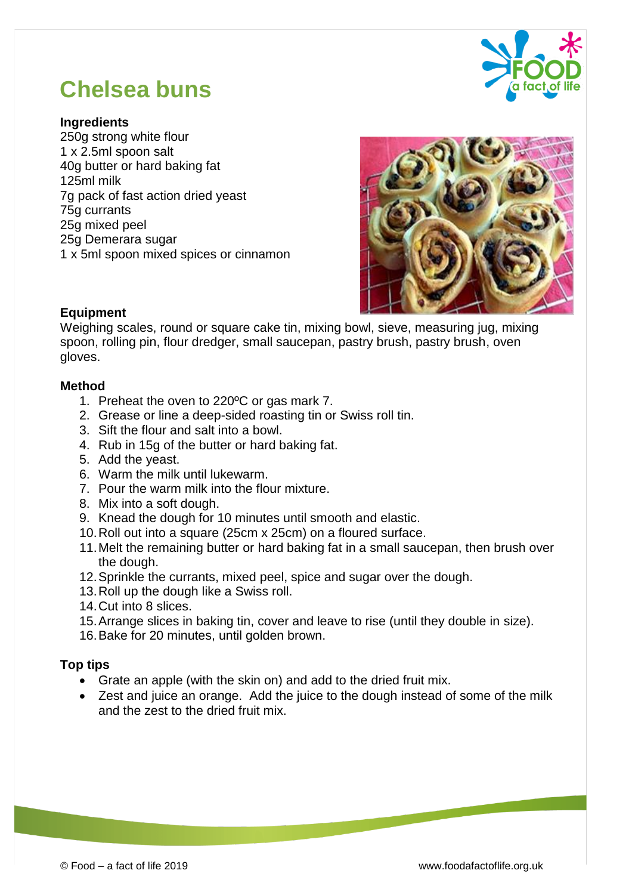# Chelsea buns

**Ingredients**

250g strong white flour
1 x 2.5ml spoon salt
40g butter or hard baking fat
125ml milk
7g pack of fast action dried yeast
75g currants
25g mixed peel
25g Demerara sugar
1 x 5ml spoon mixed spices or cinnamon

**Equipment**

Weighing scales, round or square cake tin, mixing bowl, sieve, measuring jug, mixing spoon, rolling pin, flour dredger, small saucepan, pastry brush, pastry brush, oven gloves.

**Method**

1. Preheat the oven to 220ºC or gas mark 7.
2. Grease or line a deep-sided roasting tin or Swiss roll tin.
3. Sift the flour and salt into a bowl.
4. Rub in 15g of the butter or hard baking fat.
5. Add the yeast.
6. Warm the milk until lukewarm.
7. Pour the warm milk into the flour mixture.
8. Mix into a soft dough.
9. Knead the dough for 10 minutes until smooth and elastic.
10. Roll out into a square (25cm x 25cm) on a floured surface.
11. Melt the remaining butter or hard baking fat in a small saucepan, then brush over the dough.
12. Sprinkle the currants, mixed peel, spice and sugar over the dough.
13. Roll up the dough like a Swiss roll.
14. Cut into 8 slices.
15. Arrange slices in baking tin, cover and leave to rise (until they double in size).
16. Bake for 20 minutes, until golden brown.

**Top tips**

- Grate an apple (with the skin on) and add to the dried fruit mix.
- Zest and juice an orange. Add the juice to the dough instead of some of the milk and the zest to the dried fruit mix.

© Food – a fact of life 2019 www.foodafactoflife.org.uk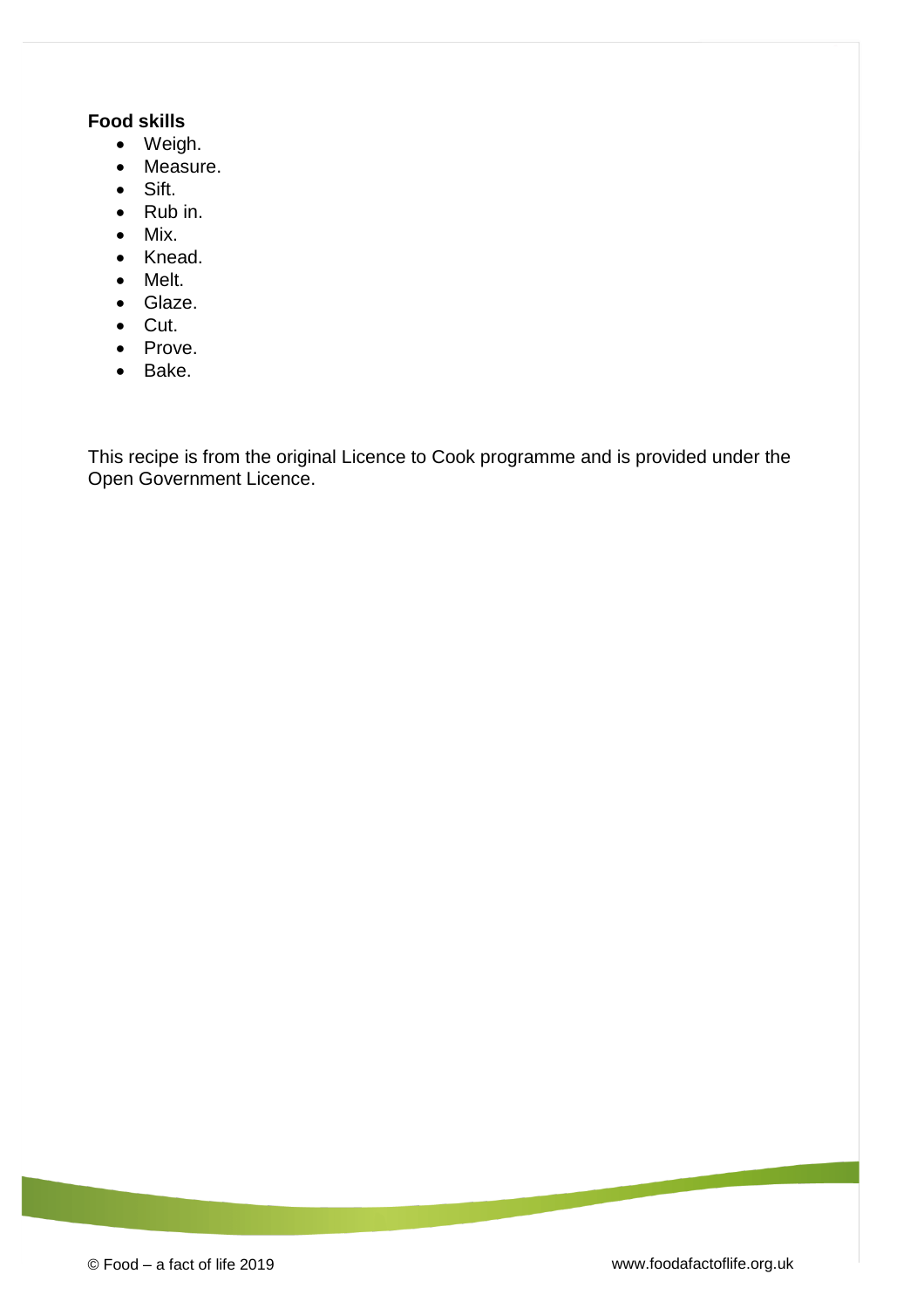**Food skills**

- Weigh.
- Measure.
- Sift.
- Rub in.
- Mix.
- Knead.
- Melt.
- Glaze.
- Cut.
- Prove.
- Bake.

This recipe is from the original Licence to Cook programme and is provided under the Open Government Licence.